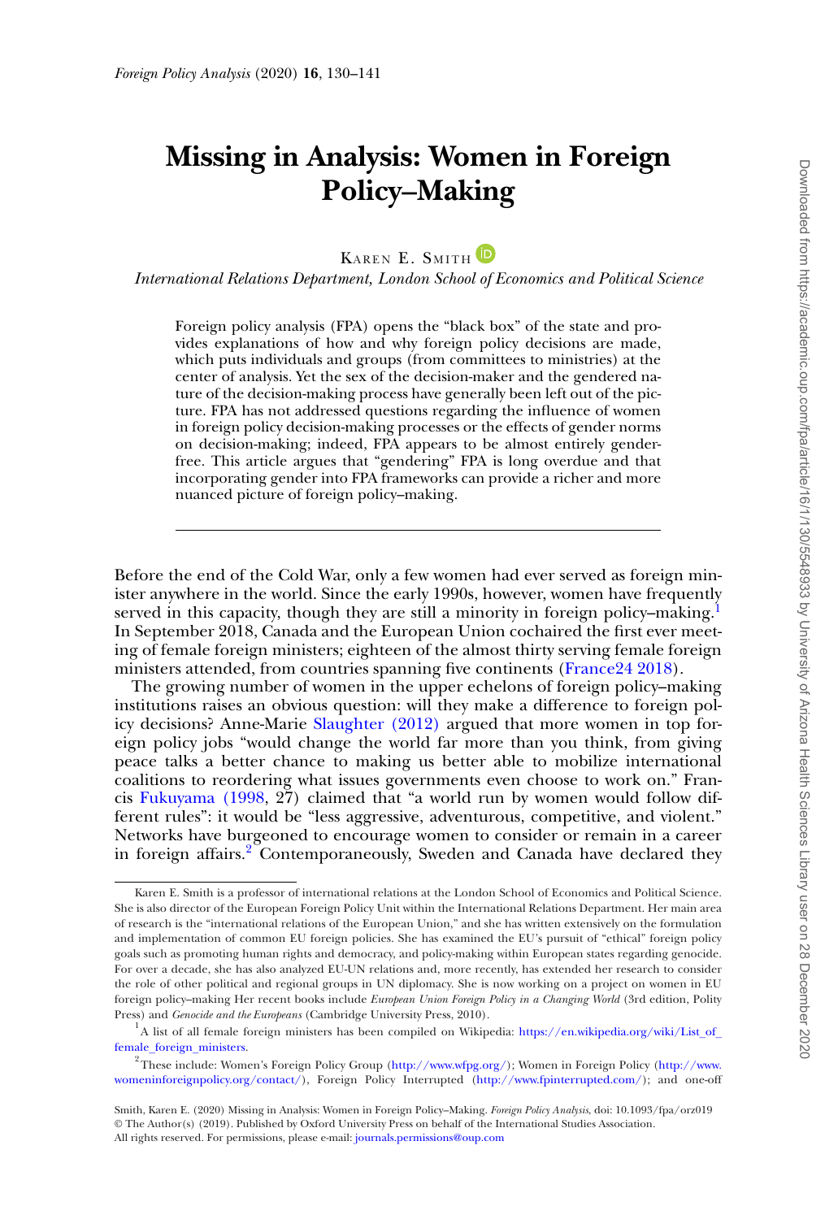# Missing in Analysis: Women in Foreign Policy–Making

Karen E. Smith

*International Relations Department, London School of Economics and Political Science*

Foreign policy analysis (FPA) opens the "black box" of the state and provides explanations of how and why foreign policy decisions are made, which puts individuals and groups (from committees to ministries) at the center of analysis. Yet the sex of the decision-maker and the gendered nature of the decision-making process have generally been left out of the picture. FPA has not addressed questions regarding the influence of women in foreign policy decision-making processes or the effects of gender norms on decision-making; indeed, FPA appears to be almost entirely gender-free. This article argues that "gendering" FPA is long overdue and that incorporating gender into FPA frameworks can provide a richer and more nuanced picture of foreign policy–making.

---

Before the end of the Cold War, only a few women had ever served as foreign minister anywhere in the world. Since the early 1990s, however, women have frequently served in this capacity, though they are still a minority in foreign policy–making.[1] In September 2018, Canada and the European Union cochaired the first ever meeting of female foreign ministers; eighteen of the almost thirty serving female foreign ministers attended, from countries spanning five continents (France24 2018).

The growing number of women in the upper echelons of foreign policy–making institutions raises an obvious question: will they make a difference to foreign policy decisions? Anne-Marie Slaughter (2012) argued that more women in top foreign policy jobs "would change the world far more than you think, from giving peace talks a better chance to making us better able to mobilize international coalitions to reordering what issues governments even choose to work on." Francis Fukuyama (1998, 27) claimed that "a world run by women would follow different rules": it would be "less aggressive, adventurous, competitive, and violent." Networks have burgeoned to encourage women to consider or remain in a career in foreign affairs.[2] Contemporaneously, Sweden and Canada have declared they

---

Karen E. Smith is a professor of international relations at the London School of Economics and Political Science. She is also director of the European Foreign Policy Unit within the International Relations Department. Her main area of research is the "international relations of the European Union," and she has written extensively on the formulation and implementation of common EU foreign policies. She has examined the EU's pursuit of "ethical" foreign policy goals such as promoting human rights and democracy, and policy-making within European states regarding genocide. For over a decade, she has also analyzed EU-UN relations and, more recently, has extended her research to consider the role of other political and regional groups in UN diplomacy. She is now working on a project on women in EU foreign policy–making Her recent books include *European Union Foreign Policy in a Changing World* (3rd edition, Polity Press) and *Genocide and the Europeans* (Cambridge University Press, 2010).

[1] A list of all female foreign ministers has been compiled on Wikipedia: https://en.wikipedia.org/wiki/List_of_female_foreign_ministers.

[2] These include: Women's Foreign Policy Group (http://www.wfpg.org/); Women in Foreign Policy (http://www.womeninforeignpolicy.org/contact/), Foreign Policy Interrupted (http://www.fpinterrupted.com/); and one-off

Smith, Karen E. (2020) Missing in Analysis: Women in Foreign Policy–Making. *Foreign Policy Analysis*, doi: 10.1093/fpa/orz019
© The Author(s) (2019). Published by Oxford University Press on behalf of the International Studies Association.
All rights reserved. For permissions, please e-mail: journals.permissions@oup.com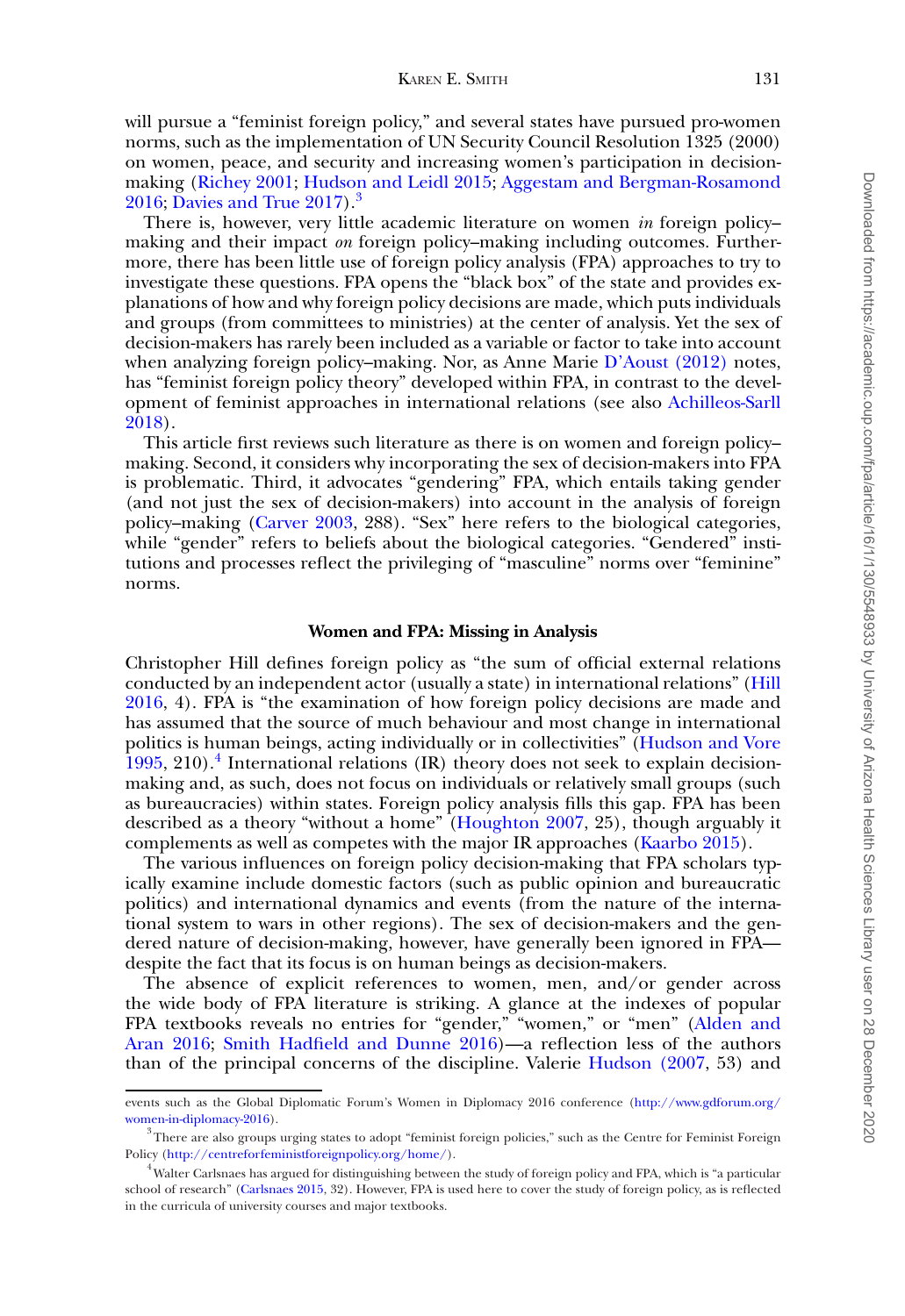will pursue a "feminist foreign policy," and several states have pursued pro-women norms, such as the implementation of UN Security Council Resolution 1325 (2000) on women, peace, and security and increasing women's participation in decision-making (Richey 2001; Hudson and Leidl 2015; Aggestam and Bergman-Rosamond 2016; Davies and True 2017).[3]

There is, however, very little academic literature on women *in* foreign policy–making and their impact *on* foreign policy–making including outcomes. Furthermore, there has been little use of foreign policy analysis (FPA) approaches to try to investigate these questions. FPA opens the "black box" of the state and provides explanations of how and why foreign policy decisions are made, which puts individuals and groups (from committees to ministries) at the center of analysis. Yet the sex of decision-makers has rarely been included as a variable or factor to take into account when analyzing foreign policy–making. Nor, as Anne Marie D'Aoust (2012) notes, has "feminist foreign policy theory" developed within FPA, in contrast to the development of feminist approaches in international relations (see also Achilleos-Sarll 2018).

This article first reviews such literature as there is on women and foreign policy–making. Second, it considers why incorporating the sex of decision-makers into FPA is problematic. Third, it advocates "gendering" FPA, which entails taking gender (and not just the sex of decision-makers) into account in the analysis of foreign policy–making (Carver 2003, 288). "Sex" here refers to the biological categories, while "gender" refers to beliefs about the biological categories. "Gendered" institutions and processes reflect the privileging of "masculine" norms over "feminine" norms.

## Women and FPA: Missing in Analysis

Christopher Hill defines foreign policy as "the sum of official external relations conducted by an independent actor (usually a state) in international relations" (Hill 2016, 4). FPA is "the examination of how foreign policy decisions are made and has assumed that the source of much behaviour and most change in international politics is human beings, acting individually or in collectivities" (Hudson and Vore 1995, 210).[4] International relations (IR) theory does not seek to explain decision-making and, as such, does not focus on individuals or relatively small groups (such as bureaucracies) within states. Foreign policy analysis fills this gap. FPA has been described as a theory "without a home" (Houghton 2007, 25), though arguably it complements as well as competes with the major IR approaches (Kaarbo 2015).

The various influences on foreign policy decision-making that FPA scholars typically examine include domestic factors (such as public opinion and bureaucratic politics) and international dynamics and events (from the nature of the international system to wars in other regions). The sex of decision-makers and the gendered nature of decision-making, however, have generally been ignored in FPA—despite the fact that its focus is on human beings as decision-makers.

The absence of explicit references to women, men, and/or gender across the wide body of FPA literature is striking. A glance at the indexes of popular FPA textbooks reveals no entries for "gender," "women," or "men" (Alden and Aran 2016; Smith Hadfield and Dunne 2016)—a reflection less of the authors than of the principal concerns of the discipline. Valerie Hudson (2007, 53) and

events such as the Global Diplomatic Forum's Women in Diplomacy 2016 conference (http://www.gdforum.org/women-in-diplomacy-2016).

[3] There are also groups urging states to adopt "feminist foreign policies," such as the Centre for Feminist Foreign Policy (http://centreforfeministforeignpolicy.org/home/).

[4] Walter Carlsnaes has argued for distinguishing between the study of foreign policy and FPA, which is "a particular school of research" (Carlsnaes 2015, 32). However, FPA is used here to cover the study of foreign policy, as is reflected in the curricula of university courses and major textbooks.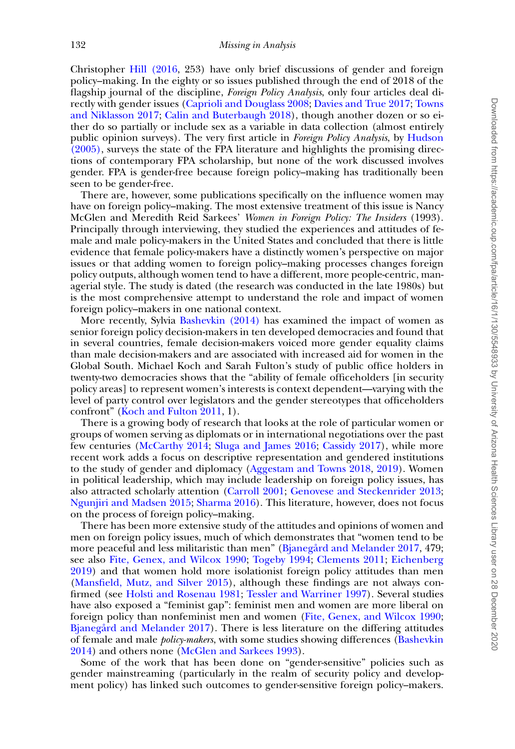Christopher Hill (2016, 253) have only brief discussions of gender and foreign policy–making. In the eighty or so issues published through the end of 2018 of the flagship journal of the discipline, *Foreign Policy Analysis*, only four articles deal directly with gender issues (Caprioli and Douglass 2008; Davies and True 2017; Towns and Niklasson 2017; Calin and Buterbaugh 2018), though another dozen or so either do so partially or include sex as a variable in data collection (almost entirely public opinion surveys). The very first article in *Foreign Policy Analysis*, by Hudson (2005), surveys the state of the FPA literature and highlights the promising directions of contemporary FPA scholarship, but none of the work discussed involves gender. FPA is gender-free because foreign policy–making has traditionally been seen to be gender-free.

There are, however, some publications specifically on the influence women may have on foreign policy–making. The most extensive treatment of this issue is Nancy McGlen and Meredith Reid Sarkees' *Women in Foreign Policy: The Insiders* (1993). Principally through interviewing, they studied the experiences and attitudes of female and male policy-makers in the United States and concluded that there is little evidence that female policy-makers have a distinctly women's perspective on major issues or that adding women to foreign policy–making processes changes foreign policy outputs, although women tend to have a different, more people-centric, managerial style. The study is dated (the research was conducted in the late 1980s) but is the most comprehensive attempt to understand the role and impact of women foreign policy–makers in one national context.

More recently, Sylvia Bashevkin (2014) has examined the impact of women as senior foreign policy decision-makers in ten developed democracies and found that in several countries, female decision-makers voiced more gender equality claims than male decision-makers and are associated with increased aid for women in the Global South. Michael Koch and Sarah Fulton's study of public office holders in twenty-two democracies shows that the "ability of female officeholders [in security policy areas] to represent women's interests is context dependent—varying with the level of party control over legislators and the gender stereotypes that officeholders confront" (Koch and Fulton 2011, 1).

There is a growing body of research that looks at the role of particular women or groups of women serving as diplomats or in international negotiations over the past few centuries (McCarthy 2014; Sluga and James 2016; Cassidy 2017), while more recent work adds a focus on descriptive representation and gendered institutions to the study of gender and diplomacy (Aggestam and Towns 2018, 2019). Women in political leadership, which may include leadership on foreign policy issues, has also attracted scholarly attention (Carroll 2001; Genovese and Steckenrider 2013; Ngunjiri and Madsen 2015; Sharma 2016). This literature, however, does not focus on the process of foreign policy–making.

There has been more extensive study of the attitudes and opinions of women and men on foreign policy issues, much of which demonstrates that "women tend to be more peaceful and less militaristic than men" (Bjanegård and Melander 2017, 479; see also Fite, Genex, and Wilcox 1990; Togeby 1994; Clements 2011; Eichenberg 2019) and that women hold more isolationist foreign policy attitudes than men (Mansfield, Mutz, and Silver 2015), although these findings are not always confirmed (see Holsti and Rosenau 1981; Tessler and Warriner 1997). Several studies have also exposed a "feminist gap": feminist men and women are more liberal on foreign policy than nonfeminist men and women (Fite, Genex, and Wilcox 1990; Bjanegård and Melander 2017). There is less literature on the differing attitudes of female and male *policy-makers*, with some studies showing differences (Bashevkin 2014) and others none (McGlen and Sarkees 1993).

Some of the work that has been done on "gender-sensitive" policies such as gender mainstreaming (particularly in the realm of security policy and development policy) has linked such outcomes to gender-sensitive foreign policy–makers.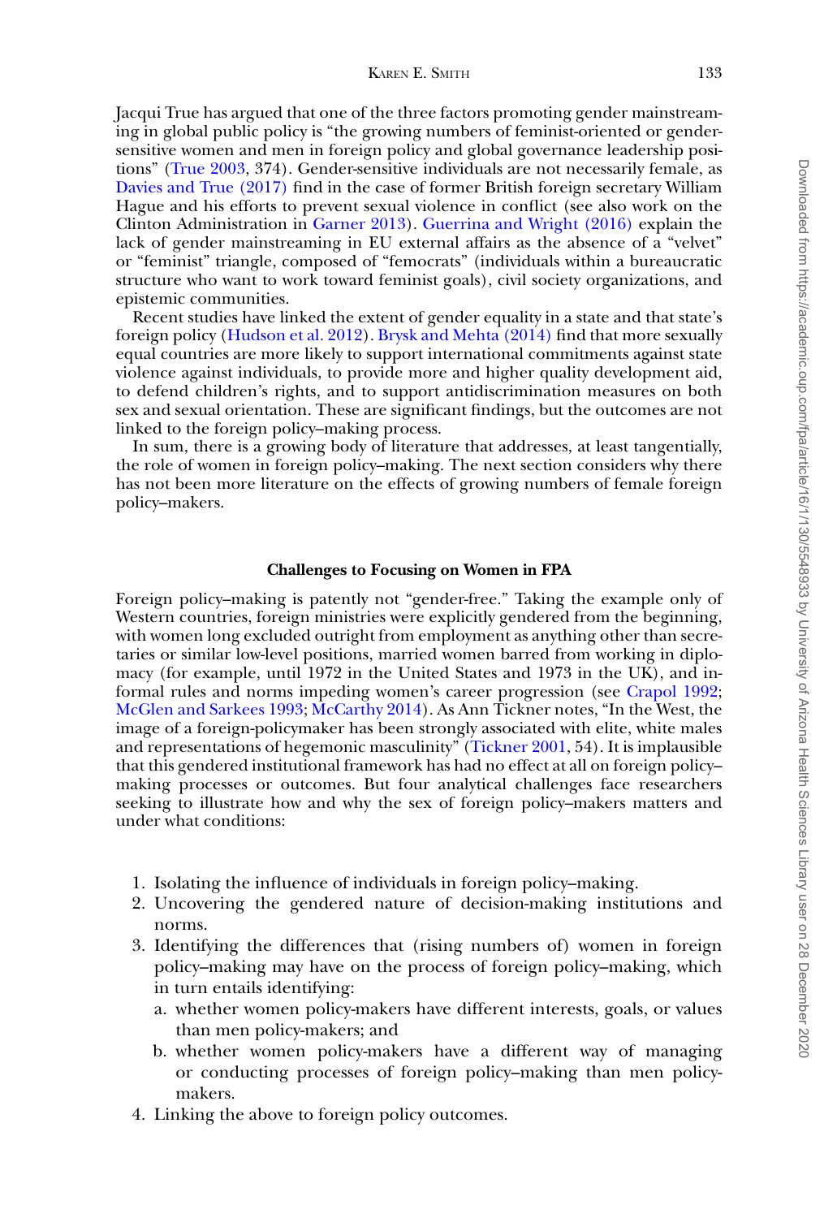Jacqui True has argued that one of the three factors promoting gender mainstreaming in global public policy is "the growing numbers of feminist-oriented or gender-sensitive women and men in foreign policy and global governance leadership positions" (True 2003, 374). Gender-sensitive individuals are not necessarily female, as Davies and True (2017) find in the case of former British foreign secretary William Hague and his efforts to prevent sexual violence in conflict (see also work on the Clinton Administration in Garner 2013). Guerrina and Wright (2016) explain the lack of gender mainstreaming in EU external affairs as the absence of a "velvet" or "feminist" triangle, composed of "femocrats" (individuals within a bureaucratic structure who want to work toward feminist goals), civil society organizations, and epistemic communities.

Recent studies have linked the extent of gender equality in a state and that state's foreign policy (Hudson et al. 2012). Brysk and Mehta (2014) find that more sexually equal countries are more likely to support international commitments against state violence against individuals, to provide more and higher quality development aid, to defend children's rights, and to support antidiscrimination measures on both sex and sexual orientation. These are significant findings, but the outcomes are not linked to the foreign policy–making process.

In sum, there is a growing body of literature that addresses, at least tangentially, the role of women in foreign policy–making. The next section considers why there has not been more literature on the effects of growing numbers of female foreign policy–makers.

## Challenges to Focusing on Women in FPA

Foreign policy–making is patently not "gender-free." Taking the example only of Western countries, foreign ministries were explicitly gendered from the beginning, with women long excluded outright from employment as anything other than secretaries or similar low-level positions, married women barred from working in diplomacy (for example, until 1972 in the United States and 1973 in the UK), and informal rules and norms impeding women's career progression (see Crapol 1992; McGlen and Sarkees 1993; McCarthy 2014). As Ann Tickner notes, "In the West, the image of a foreign-policymaker has been strongly associated with elite, white males and representations of hegemonic masculinity" (Tickner 2001, 54). It is implausible that this gendered institutional framework has had no effect at all on foreign policy–making processes or outcomes. But four analytical challenges face researchers seeking to illustrate how and why the sex of foreign policy–makers matters and under what conditions:

1. Isolating the influence of individuals in foreign policy–making.
2. Uncovering the gendered nature of decision-making institutions and norms.
3. Identifying the differences that (rising numbers of) women in foreign policy–making may have on the process of foreign policy–making, which in turn entails identifying:
   a. whether women policy-makers have different interests, goals, or values than men policy-makers; and
   b. whether women policy-makers have a different way of managing or conducting processes of foreign policy–making than men policy-makers.
4. Linking the above to foreign policy outcomes.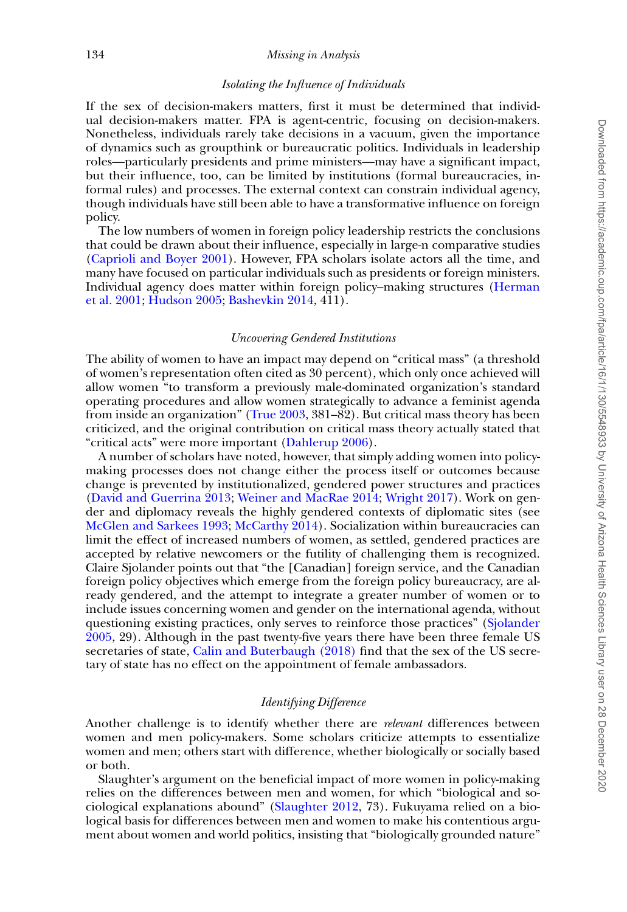### *Isolating the Influence of Individuals*

If the sex of decision-makers matters, first it must be determined that individual decision-makers matter. FPA is agent-centric, focusing on decision-makers. Nonetheless, individuals rarely take decisions in a vacuum, given the importance of dynamics such as groupthink or bureaucratic politics. Individuals in leadership roles—particularly presidents and prime ministers—may have a significant impact, but their influence, too, can be limited by institutions (formal bureaucracies, informal rules) and processes. The external context can constrain individual agency, though individuals have still been able to have a transformative influence on foreign policy.

The low numbers of women in foreign policy leadership restricts the conclusions that could be drawn about their influence, especially in large-n comparative studies (Caprioli and Boyer 2001). However, FPA scholars isolate actors all the time, and many have focused on particular individuals such as presidents or foreign ministers. Individual agency does matter within foreign policy–making structures (Herman et al. 2001; Hudson 2005; Bashevkin 2014, 411).

### *Uncovering Gendered Institutions*

The ability of women to have an impact may depend on "critical mass" (a threshold of women's representation often cited as 30 percent), which only once achieved will allow women "to transform a previously male-dominated organization's standard operating procedures and allow women strategically to advance a feminist agenda from inside an organization" (True 2003, 381–82). But critical mass theory has been criticized, and the original contribution on critical mass theory actually stated that "critical acts" were more important (Dahlerup 2006).

A number of scholars have noted, however, that simply adding women into policy-making processes does not change either the process itself or outcomes because change is prevented by institutionalized, gendered power structures and practices (David and Guerrina 2013; Weiner and MacRae 2014; Wright 2017). Work on gender and diplomacy reveals the highly gendered contexts of diplomatic sites (see McGlen and Sarkees 1993; McCarthy 2014). Socialization within bureaucracies can limit the effect of increased numbers of women, as settled, gendered practices are accepted by relative newcomers or the futility of challenging them is recognized. Claire Sjolander points out that "the [Canadian] foreign service, and the Canadian foreign policy objectives which emerge from the foreign policy bureaucracy, are already gendered, and the attempt to integrate a greater number of women or to include issues concerning women and gender on the international agenda, without questioning existing practices, only serves to reinforce those practices" (Sjolander 2005, 29). Although in the past twenty-five years there have been three female US secretaries of state, Calin and Buterbaugh (2018) find that the sex of the US secretary of state has no effect on the appointment of female ambassadors.

### *Identifying Difference*

Another challenge is to identify whether there are *relevant* differences between women and men policy-makers. Some scholars criticize attempts to essentialize women and men; others start with difference, whether biologically or socially based or both.

Slaughter's argument on the beneficial impact of more women in policy-making relies on the differences between men and women, for which "biological and sociological explanations abound" (Slaughter 2012, 73). Fukuyama relied on a biological basis for differences between men and women to make his contentious argument about women and world politics, insisting that "biologically grounded nature"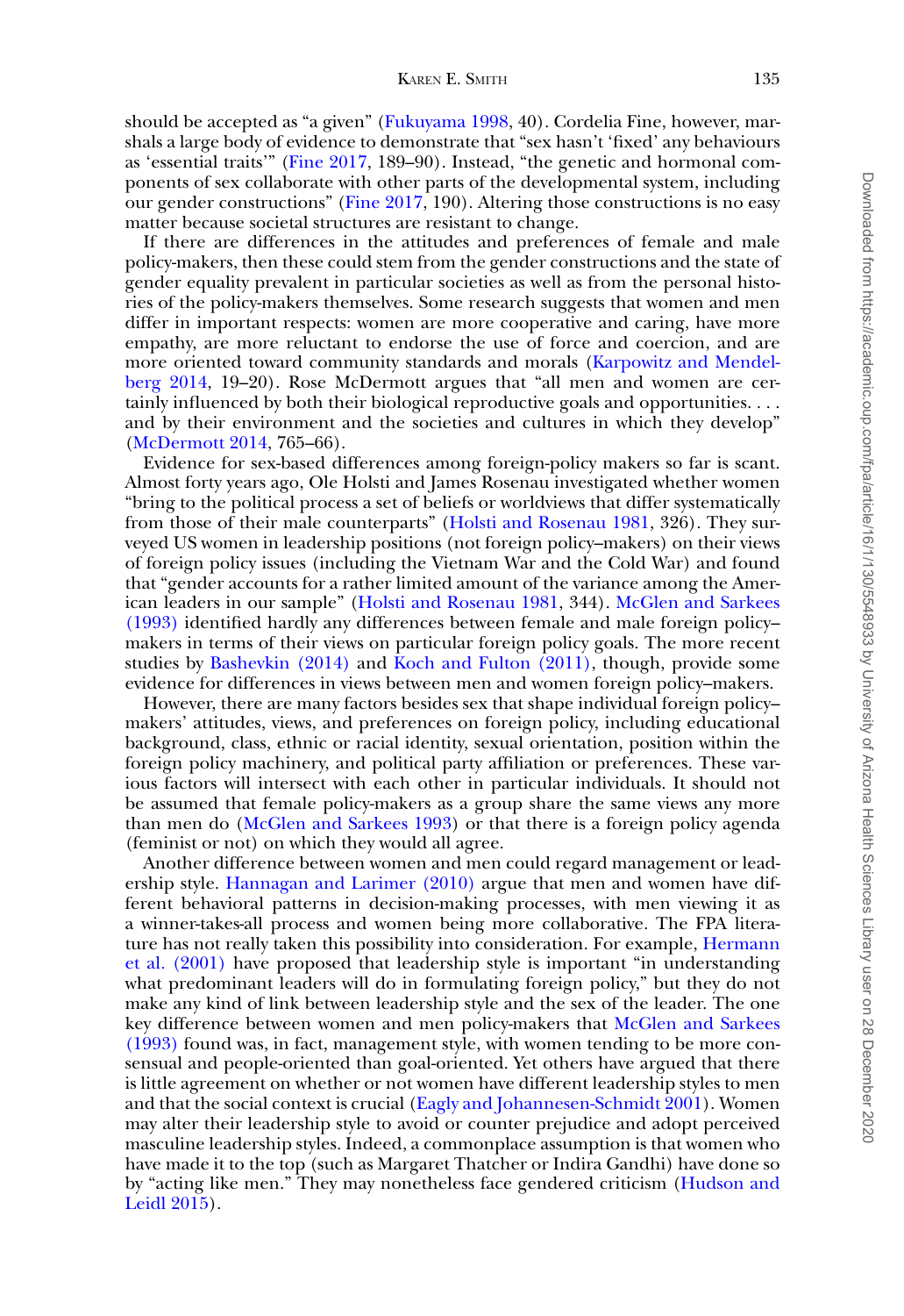should be accepted as "a given" (Fukuyama 1998, 40). Cordelia Fine, however, marshals a large body of evidence to demonstrate that "sex hasn't 'fixed' any behaviours as 'essential traits'" (Fine 2017, 189–90). Instead, "the genetic and hormonal components of sex collaborate with other parts of the developmental system, including our gender constructions" (Fine 2017, 190). Altering those constructions is no easy matter because societal structures are resistant to change.

If there are differences in the attitudes and preferences of female and male policy-makers, then these could stem from the gender constructions and the state of gender equality prevalent in particular societies as well as from the personal histories of the policy-makers themselves. Some research suggests that women and men differ in important respects: women are more cooperative and caring, have more empathy, are more reluctant to endorse the use of force and coercion, and are more oriented toward community standards and morals (Karpowitz and Mendelberg 2014, 19–20). Rose McDermott argues that "all men and women are certainly influenced by both their biological reproductive goals and opportunities. . . . and by their environment and the societies and cultures in which they develop" (McDermott 2014, 765–66).

Evidence for sex-based differences among foreign-policy makers so far is scant. Almost forty years ago, Ole Holsti and James Rosenau investigated whether women "bring to the political process a set of beliefs or worldviews that differ systematically from those of their male counterparts" (Holsti and Rosenau 1981, 326). They surveyed US women in leadership positions (not foreign policy–makers) on their views of foreign policy issues (including the Vietnam War and the Cold War) and found that "gender accounts for a rather limited amount of the variance among the American leaders in our sample" (Holsti and Rosenau 1981, 344). McGlen and Sarkees (1993) identified hardly any differences between female and male foreign policy–makers in terms of their views on particular foreign policy goals. The more recent studies by Bashevkin (2014) and Koch and Fulton (2011), though, provide some evidence for differences in views between men and women foreign policy–makers.

However, there are many factors besides sex that shape individual foreign policy–makers' attitudes, views, and preferences on foreign policy, including educational background, class, ethnic or racial identity, sexual orientation, position within the foreign policy machinery, and political party affiliation or preferences. These various factors will intersect with each other in particular individuals. It should not be assumed that female policy-makers as a group share the same views any more than men do (McGlen and Sarkees 1993) or that there is a foreign policy agenda (feminist or not) on which they would all agree.

Another difference between women and men could regard management or leadership style. Hannagan and Larimer (2010) argue that men and women have different behavioral patterns in decision-making processes, with men viewing it as a winner-takes-all process and women being more collaborative. The FPA literature has not really taken this possibility into consideration. For example, Hermann et al. (2001) have proposed that leadership style is important "in understanding what predominant leaders will do in formulating foreign policy," but they do not make any kind of link between leadership style and the sex of the leader. The one key difference between women and men policy-makers that McGlen and Sarkees (1993) found was, in fact, management style, with women tending to be more consensual and people-oriented than goal-oriented. Yet others have argued that there is little agreement on whether or not women have different leadership styles to men and that the social context is crucial (Eagly and Johannesen-Schmidt 2001). Women may alter their leadership style to avoid or counter prejudice and adopt perceived masculine leadership styles. Indeed, a commonplace assumption is that women who have made it to the top (such as Margaret Thatcher or Indira Gandhi) have done so by "acting like men." They may nonetheless face gendered criticism (Hudson and Leidl 2015).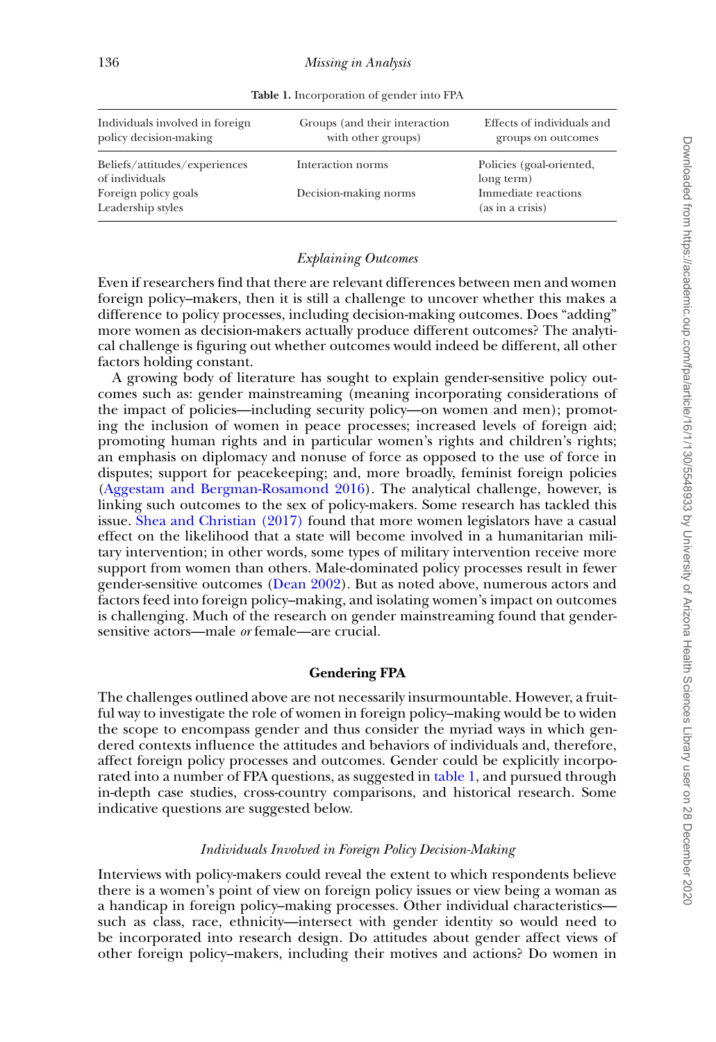**Table 1.** Incorporation of gender into FPA

| Individuals involved in foreign policy decision-making | Groups (and their interaction with other groups) | Effects of individuals and groups on outcomes |
|---|---|---|
| Beliefs/attitudes/experiences of individuals | Interaction norms | Policies (goal-oriented, long term) |
| Foreign policy goals | Decision-making norms | Immediate reactions (as in a crisis) |
| Leadership styles | | |

### *Explaining Outcomes*

Even if researchers find that there are relevant differences between men and women foreign policy–makers, then it is still a challenge to uncover whether this makes a difference to policy processes, including decision-making outcomes. Does "adding" more women as decision-makers actually produce different outcomes? The analytical challenge is figuring out whether outcomes would indeed be different, all other factors holding constant.

A growing body of literature has sought to explain gender-sensitive policy outcomes such as: gender mainstreaming (meaning incorporating considerations of the impact of policies—including security policy—on women and men); promoting the inclusion of women in peace processes; increased levels of foreign aid; promoting human rights and in particular women's rights and children's rights; an emphasis on diplomacy and nonuse of force as opposed to the use of force in disputes; support for peacekeeping; and, more broadly, feminist foreign policies (Aggestam and Bergman-Rosamond 2016). The analytical challenge, however, is linking such outcomes to the sex of policy-makers. Some research has tackled this issue. Shea and Christian (2017) found that more women legislators have a casual effect on the likelihood that a state will become involved in a humanitarian military intervention; in other words, some types of military intervention receive more support from women than others. Male-dominated policy processes result in fewer gender-sensitive outcomes (Dean 2002). But as noted above, numerous actors and factors feed into foreign policy–making, and isolating women's impact on outcomes is challenging. Much of the research on gender mainstreaming found that gender-sensitive actors—male *or* female—are crucial.

## Gendering FPA

The challenges outlined above are not necessarily insurmountable. However, a fruitful way to investigate the role of women in foreign policy–making would be to widen the scope to encompass gender and thus consider the myriad ways in which gendered contexts influence the attitudes and behaviors of individuals and, therefore, affect foreign policy processes and outcomes. Gender could be explicitly incorporated into a number of FPA questions, as suggested in table 1, and pursued through in-depth case studies, cross-country comparisons, and historical research. Some indicative questions are suggested below.

### *Individuals Involved in Foreign Policy Decision-Making*

Interviews with policy-makers could reveal the extent to which respondents believe there is a women's point of view on foreign policy issues or view being a woman as a handicap in foreign policy–making processes. Other individual characteristics—such as class, race, ethnicity—intersect with gender identity so would need to be incorporated into research design. Do attitudes about gender affect views of other foreign policy–makers, including their motives and actions? Do women in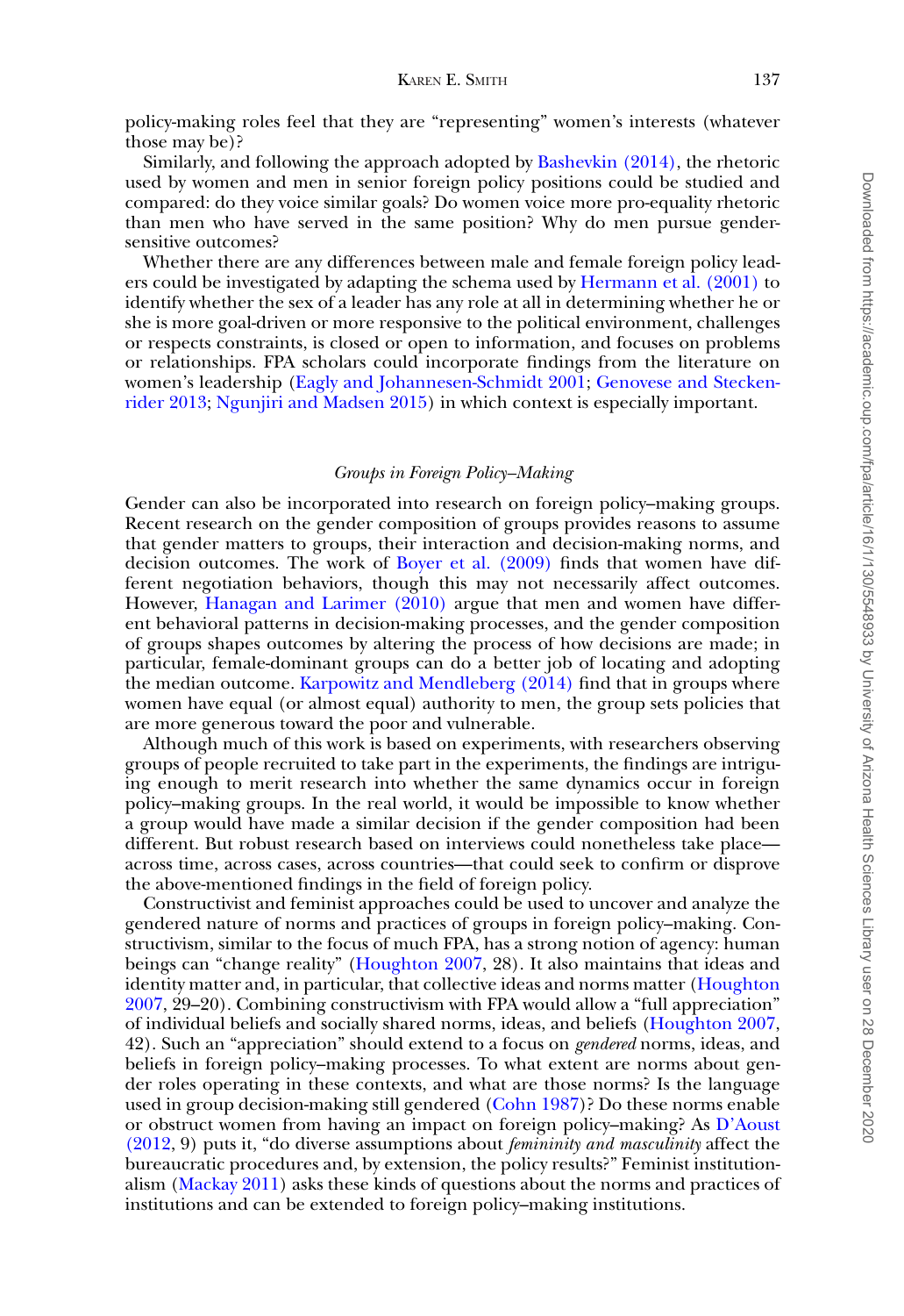policy-making roles feel that they are "representing" women's interests (whatever those may be)?

Similarly, and following the approach adopted by Bashevkin (2014), the rhetoric used by women and men in senior foreign policy positions could be studied and compared: do they voice similar goals? Do women voice more pro-equality rhetoric than men who have served in the same position? Why do men pursue gender-sensitive outcomes?

Whether there are any differences between male and female foreign policy leaders could be investigated by adapting the schema used by Hermann et al. (2001) to identify whether the sex of a leader has any role at all in determining whether he or she is more goal-driven or more responsive to the political environment, challenges or respects constraints, is closed or open to information, and focuses on problems or relationships. FPA scholars could incorporate findings from the literature on women's leadership (Eagly and Johannesen-Schmidt 2001; Genovese and Steckenrider 2013; Ngunjiri and Madsen 2015) in which context is especially important.

### *Groups in Foreign Policy–Making*

Gender can also be incorporated into research on foreign policy–making groups. Recent research on the gender composition of groups provides reasons to assume that gender matters to groups, their interaction and decision-making norms, and decision outcomes. The work of Boyer et al. (2009) finds that women have different negotiation behaviors, though this may not necessarily affect outcomes. However, Hanagan and Larimer (2010) argue that men and women have different behavioral patterns in decision-making processes, and the gender composition of groups shapes outcomes by altering the process of how decisions are made; in particular, female-dominant groups can do a better job of locating and adopting the median outcome. Karpowitz and Mendleberg (2014) find that in groups where women have equal (or almost equal) authority to men, the group sets policies that are more generous toward the poor and vulnerable.

Although much of this work is based on experiments, with researchers observing groups of people recruited to take part in the experiments, the findings are intriguing enough to merit research into whether the same dynamics occur in foreign policy–making groups. In the real world, it would be impossible to know whether a group would have made a similar decision if the gender composition had been different. But robust research based on interviews could nonetheless take place—across time, across cases, across countries—that could seek to confirm or disprove the above-mentioned findings in the field of foreign policy.

Constructivist and feminist approaches could be used to uncover and analyze the gendered nature of norms and practices of groups in foreign policy–making. Constructivism, similar to the focus of much FPA, has a strong notion of agency: human beings can "change reality" (Houghton 2007, 28). It also maintains that ideas and identity matter and, in particular, that collective ideas and norms matter (Houghton 2007, 29–20). Combining constructivism with FPA would allow a "full appreciation" of individual beliefs and socially shared norms, ideas, and beliefs (Houghton 2007, 42). Such an "appreciation" should extend to a focus on *gendered* norms, ideas, and beliefs in foreign policy–making processes. To what extent are norms about gender roles operating in these contexts, and what are those norms? Is the language used in group decision-making still gendered (Cohn 1987)? Do these norms enable or obstruct women from having an impact on foreign policy–making? As D'Aoust (2012, 9) puts it, "do diverse assumptions about *femininity and masculinity* affect the bureaucratic procedures and, by extension, the policy results?" Feminist institutionalism (Mackay 2011) asks these kinds of questions about the norms and practices of institutions and can be extended to foreign policy–making institutions.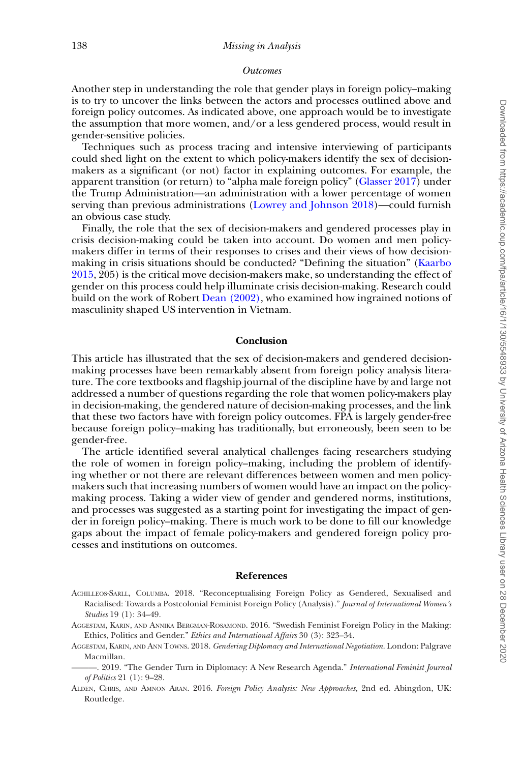### *Outcomes*

Another step in understanding the role that gender plays in foreign policy–making is to try to uncover the links between the actors and processes outlined above and foreign policy outcomes. As indicated above, one approach would be to investigate the assumption that more women, and/or a less gendered process, would result in gender-sensitive policies.

Techniques such as process tracing and intensive interviewing of participants could shed light on the extent to which policy-makers identify the sex of decision-makers as a significant (or not) factor in explaining outcomes. For example, the apparent transition (or return) to "alpha male foreign policy" (Glasser 2017) under the Trump Administration—an administration with a lower percentage of women serving than previous administrations (Lowrey and Johnson 2018)—could furnish an obvious case study.

Finally, the role that the sex of decision-makers and gendered processes play in crisis decision-making could be taken into account. Do women and men policy-makers differ in terms of their responses to crises and their views of how decision-making in crisis situations should be conducted? "Defining the situation" (Kaarbo 2015, 205) is the critical move decision-makers make, so understanding the effect of gender on this process could help illuminate crisis decision-making. Research could build on the work of Robert Dean (2002), who examined how ingrained notions of masculinity shaped US intervention in Vietnam.

## Conclusion

This article has illustrated that the sex of decision-makers and gendered decision-making processes have been remarkably absent from foreign policy analysis literature. The core textbooks and flagship journal of the discipline have by and large not addressed a number of questions regarding the role that women policy-makers play in decision-making, the gendered nature of decision-making processes, and the link that these two factors have with foreign policy outcomes. FPA is largely gender-free because foreign policy–making has traditionally, but erroneously, been seen to be gender-free.

The article identified several analytical challenges facing researchers studying the role of women in foreign policy–making, including the problem of identifying whether or not there are relevant differences between women and men policy-makers such that increasing numbers of women would have an impact on the policy-making process. Taking a wider view of gender and gendered norms, institutions, and processes was suggested as a starting point for investigating the impact of gender in foreign policy–making. There is much work to be done to fill our knowledge gaps about the impact of female policy-makers and gendered foreign policy processes and institutions on outcomes.

## References

Achilleos-Sarll, Columba. 2018. "Reconceptualising Foreign Policy as Gendered, Sexualised and Racialised: Towards a Postcolonial Feminist Foreign Policy (Analysis)." *Journal of International Women's Studies* 19 (1): 34–49.

Aggestam, Karin, and Annika Bergman-Rosamond. 2016. "Swedish Feminist Foreign Policy in the Making: Ethics, Politics and Gender." *Ethics and International Affairs* 30 (3): 323–34.

Aggestam, Karin, and Ann Towns. 2018. *Gendering Diplomacy and International Negotiation*. London: Palgrave Macmillan.

———. 2019. "The Gender Turn in Diplomacy: A New Research Agenda." *International Feminist Journal of Politics* 21 (1): 9–28.

Alden, Chris, and Amnon Aran. 2016. *Foreign Policy Analysis: New Approaches*, 2nd ed. Abingdon, UK: Routledge.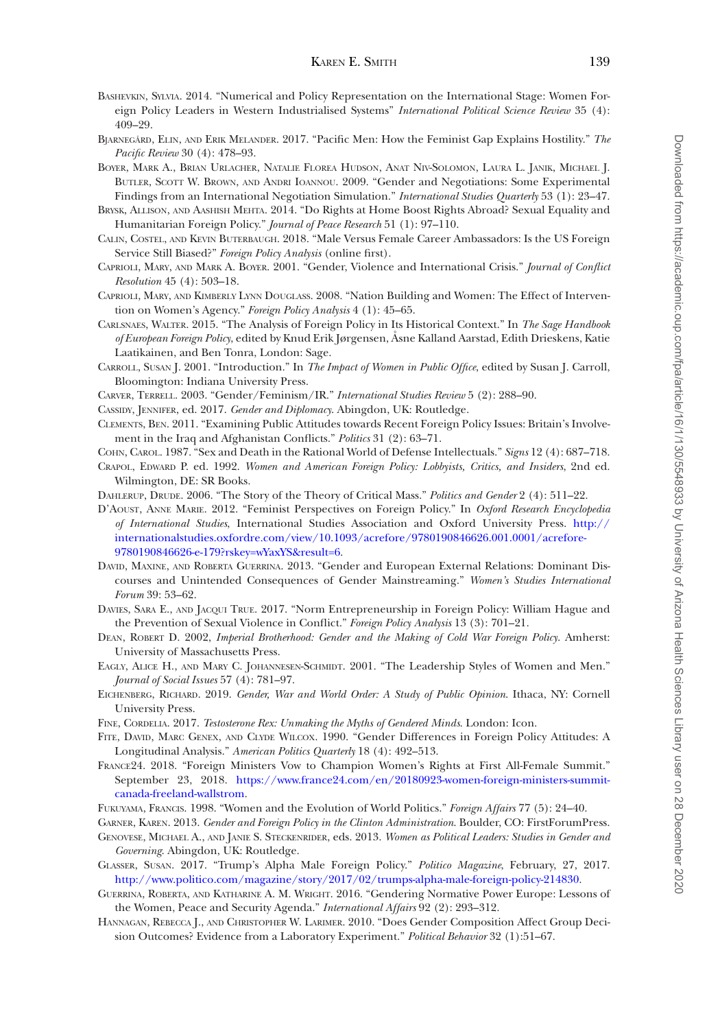Bashevkin, Sylvia. 2014. "Numerical and Policy Representation on the International Stage: Women Foreign Policy Leaders in Western Industrialised Systems" *International Political Science Review* 35 (4): 409–29.

Bjarnegård, Elin, and Erik Melander. 2017. "Pacific Men: How the Feminist Gap Explains Hostility." *The Pacific Review* 30 (4): 478–93.

Boyer, Mark A., Brian Urlacher, Natalie Florea Hudson, Anat Niv-Solomon, Laura L. Janik, Michael J. Butler, Scott W. Brown, and Andri Ioannou. 2009. "Gender and Negotiations: Some Experimental Findings from an International Negotiation Simulation." *International Studies Quarterly* 53 (1): 23–47.

Brysk, Allison, and Aashish Mehta. 2014. "Do Rights at Home Boost Rights Abroad? Sexual Equality and Humanitarian Foreign Policy." *Journal of Peace Research* 51 (1): 97–110.

Calin, Costel, and Kevin Buterbaugh. 2018. "Male Versus Female Career Ambassadors: Is the US Foreign Service Still Biased?" *Foreign Policy Analysis* (online first).

Caprioli, Mary, and Mark A. Boyer. 2001. "Gender, Violence and International Crisis." *Journal of Conflict Resolution* 45 (4): 503–18.

Caprioli, Mary, and Kimberly Lynn Douglass. 2008. "Nation Building and Women: The Effect of Intervention on Women's Agency." *Foreign Policy Analysis* 4 (1): 45–65.

Carlsnaes, Walter. 2015. "The Analysis of Foreign Policy in Its Historical Context." In *The Sage Handbook of European Foreign Policy*, edited by Knud Erik Jørgensen, Åsne Kalland Aarstad, Edith Drieskens, Katie Laatikainen, and Ben Tonra, London: Sage.

Carroll, Susan J. 2001. "Introduction." In *The Impact of Women in Public Office*, edited by Susan J. Carroll, Bloomington: Indiana University Press.

Carver, Terrell. 2003. "Gender/Feminism/IR." *International Studies Review* 5 (2): 288–90.

Cassidy, Jennifer, ed. 2017. *Gender and Diplomacy*. Abingdon, UK: Routledge.

Clements, Ben. 2011. "Examining Public Attitudes towards Recent Foreign Policy Issues: Britain's Involvement in the Iraq and Afghanistan Conflicts." *Politics* 31 (2): 63–71.

Cohn, Carol. 1987. "Sex and Death in the Rational World of Defense Intellectuals." *Signs* 12 (4): 687–718.

Crapol, Edward P. ed. 1992. *Women and American Foreign Policy: Lobbyists, Critics, and Insiders*, 2nd ed. Wilmington, DE: SR Books.

Dahlerup, Drude. 2006. "The Story of the Theory of Critical Mass." *Politics and Gender* 2 (4): 511–22.

D'Aoust, Anne Marie. 2012. "Feminist Perspectives on Foreign Policy." In *Oxford Research Encyclopedia of International Studies*, International Studies Association and Oxford University Press. http://internationalstudies.oxfordre.com/view/10.1093/acrefore/9780190846626.001.0001/acrefore-9780190846626-e-179?rskey=wYaxYS&result=6.

David, Maxine, and Roberta Guerrina. 2013. "Gender and European External Relations: Dominant Discourses and Unintended Consequences of Gender Mainstreaming." *Women's Studies International Forum* 39: 53–62.

Davies, Sara E., and Jacqui True. 2017. "Norm Entrepreneurship in Foreign Policy: William Hague and the Prevention of Sexual Violence in Conflict." *Foreign Policy Analysis* 13 (3): 701–21.

Dean, Robert D. 2002, *Imperial Brotherhood: Gender and the Making of Cold War Foreign Policy*. Amherst: University of Massachusetts Press.

Eagly, Alice H., and Mary C. Johannesen-Schmidt. 2001. "The Leadership Styles of Women and Men." *Journal of Social Issues* 57 (4): 781–97.

Eichenberg, Richard. 2019. *Gender, War and World Order: A Study of Public Opinion*. Ithaca, NY: Cornell University Press.

Fine, Cordelia. 2017. *Testosterone Rex: Unmaking the Myths of Gendered Minds*. London: Icon.

Fite, David, Marc Genex, and Clyde Wilcox. 1990. "Gender Differences in Foreign Policy Attitudes: A Longitudinal Analysis." *American Politics Quarterly* 18 (4): 492–513.

France24. 2018. "Foreign Ministers Vow to Champion Women's Rights at First All-Female Summit." September 23, 2018. https://www.france24.com/en/20180923-women-foreign-ministers-summit-canada-freeland-wallstrom.

Fukuyama, Francis. 1998. "Women and the Evolution of World Politics." *Foreign Affairs* 77 (5): 24–40.

Garner, Karen. 2013. *Gender and Foreign Policy in the Clinton Administration*. Boulder, CO: FirstForumPress.

Genovese, Michael A., and Janie S. Steckenrider, eds. 2013. *Women as Political Leaders: Studies in Gender and Governing*. Abingdon, UK: Routledge.

Glasser, Susan. 2017. "Trump's Alpha Male Foreign Policy." *Politico Magazine*, February, 27, 2017. http://www.politico.com/magazine/story/2017/02/trumps-alpha-male-foreign-policy-214830.

Guerrina, Roberta, and Katharine A. M. Wright. 2016. "Gendering Normative Power Europe: Lessons of the Women, Peace and Security Agenda." *International Affairs* 92 (2): 293–312.

Hannagan, Rebecca J., and Christopher W. Larimer. 2010. "Does Gender Composition Affect Group Decision Outcomes? Evidence from a Laboratory Experiment." *Political Behavior* 32 (1):51–67.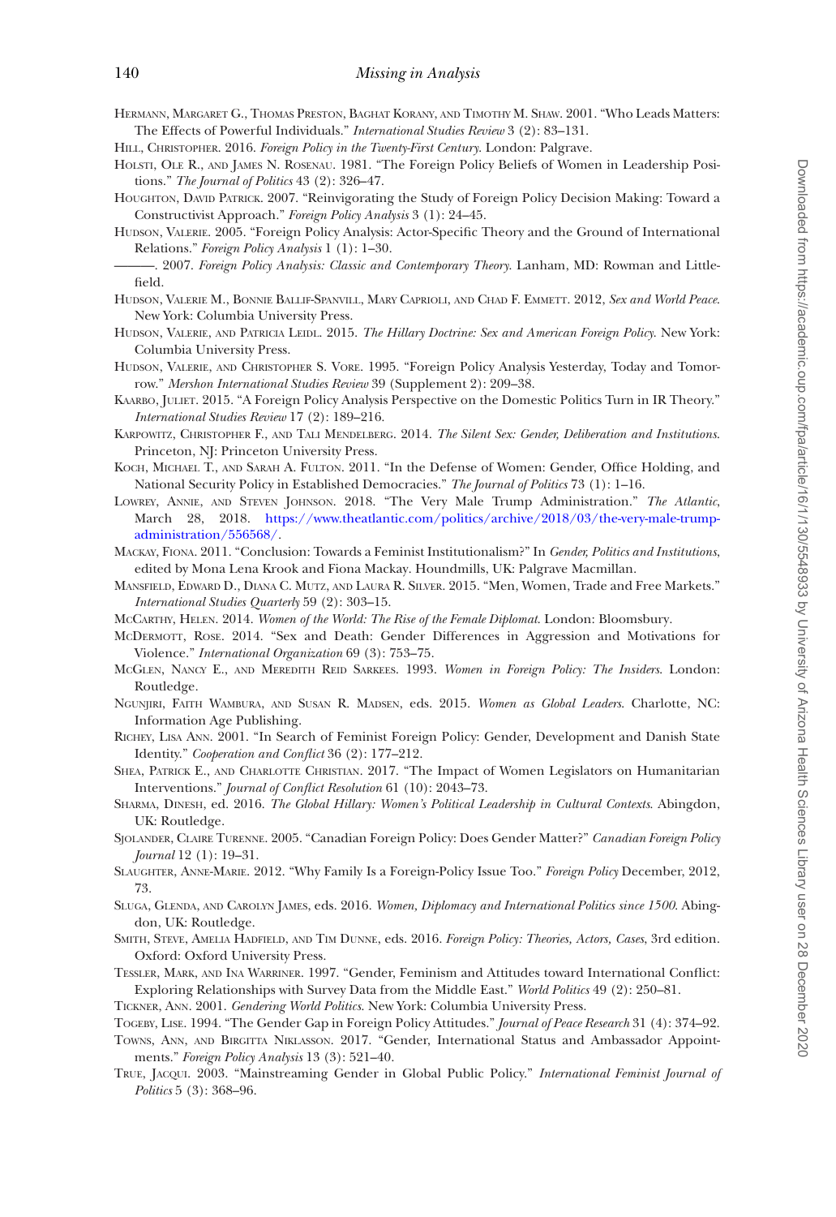Hermann, Margaret G., Thomas Preston, Baghat Korany, and Timothy M. Shaw. 2001. "Who Leads Matters: The Effects of Powerful Individuals." *International Studies Review* 3 (2): 83–131.

Hill, Christopher. 2016. *Foreign Policy in the Twenty-First Century*. London: Palgrave.

Holsti, Ole R., and James N. Rosenau. 1981. "The Foreign Policy Beliefs of Women in Leadership Positions." *The Journal of Politics* 43 (2): 326–47.

Houghton, David Patrick. 2007. "Reinvigorating the Study of Foreign Policy Decision Making: Toward a Constructivist Approach." *Foreign Policy Analysis* 3 (1): 24–45.

Hudson, Valerie. 2005. "Foreign Policy Analysis: Actor-Specific Theory and the Ground of International Relations." *Foreign Policy Analysis* 1 (1): 1–30.

———. 2007. *Foreign Policy Analysis: Classic and Contemporary Theory*. Lanham, MD: Rowman and Littlefield.

Hudson, Valerie M., Bonnie Ballif-Spanvill, Mary Caprioli, and Chad F. Emmett. 2012, *Sex and World Peace*. New York: Columbia University Press.

Hudson, Valerie, and Patricia Leidl. 2015. *The Hillary Doctrine: Sex and American Foreign Policy*. New York: Columbia University Press.

Hudson, Valerie, and Christopher S. Vore. 1995. "Foreign Policy Analysis Yesterday, Today and Tomorrow." *Mershon International Studies Review* 39 (Supplement 2): 209–38.

Kaarbo, Juliet. 2015. "A Foreign Policy Analysis Perspective on the Domestic Politics Turn in IR Theory." *International Studies Review* 17 (2): 189–216.

Karpowitz, Christopher F., and Tali Mendelberg. 2014. *The Silent Sex: Gender, Deliberation and Institutions*. Princeton, NJ: Princeton University Press.

Koch, Michael T., and Sarah A. Fulton. 2011. "In the Defense of Women: Gender, Office Holding, and National Security Policy in Established Democracies." *The Journal of Politics* 73 (1): 1–16.

Lowrey, Annie, and Steven Johnson. 2018. "The Very Male Trump Administration." *The Atlantic*, March 28, 2018. https://www.theatlantic.com/politics/archive/2018/03/the-very-male-trump-administration/556568/.

Mackay, Fiona. 2011. "Conclusion: Towards a Feminist Institutionalism?" In *Gender, Politics and Institutions*, edited by Mona Lena Krook and Fiona Mackay. Houndmills, UK: Palgrave Macmillan.

Mansfield, Edward D., Diana C. Mutz, and Laura R. Silver. 2015. "Men, Women, Trade and Free Markets." *International Studies Quarterly* 59 (2): 303–15.

McCarthy, Helen. 2014. *Women of the World: The Rise of the Female Diplomat*. London: Bloomsbury.

McDermott, Rose. 2014. "Sex and Death: Gender Differences in Aggression and Motivations for Violence." *International Organization* 69 (3): 753–75.

McGlen, Nancy E., and Meredith Reid Sarkees. 1993. *Women in Foreign Policy: The Insiders*. London: Routledge.

Ngunjiri, Faith Wambura, and Susan R. Madsen, eds. 2015. *Women as Global Leaders*. Charlotte, NC: Information Age Publishing.

Richey, Lisa Ann. 2001. "In Search of Feminist Foreign Policy: Gender, Development and Danish State Identity." *Cooperation and Conflict* 36 (2): 177–212.

Shea, Patrick E., and Charlotte Christian. 2017. "The Impact of Women Legislators on Humanitarian Interventions." *Journal of Conflict Resolution* 61 (10): 2043–73.

Sharma, Dinesh, ed. 2016. *The Global Hillary: Women's Political Leadership in Cultural Contexts*. Abingdon, UK: Routledge.

Sjolander, Claire Turenne. 2005. "Canadian Foreign Policy: Does Gender Matter?" *Canadian Foreign Policy Journal* 12 (1): 19–31.

Slaughter, Anne-Marie. 2012. "Why Family Is a Foreign-Policy Issue Too." *Foreign Policy* December, 2012, 73.

Sluga, Glenda, and Carolyn James, eds. 2016. *Women, Diplomacy and International Politics since 1500*. Abingdon, UK: Routledge.

Smith, Steve, Amelia Hadfield, and Tim Dunne, eds. 2016. *Foreign Policy: Theories, Actors, Cases*, 3rd edition. Oxford: Oxford University Press.

Tessler, Mark, and Ina Warriner. 1997. "Gender, Feminism and Attitudes toward International Conflict: Exploring Relationships with Survey Data from the Middle East." *World Politics* 49 (2): 250–81.

Tickner, Ann. 2001. *Gendering World Politics*. New York: Columbia University Press.

Togeby, Lise. 1994. "The Gender Gap in Foreign Policy Attitudes." *Journal of Peace Research* 31 (4): 374–92.

Towns, Ann, and Birgitta Niklasson. 2017. "Gender, International Status and Ambassador Appointments." *Foreign Policy Analysis* 13 (3): 521–40.

True, Jacqui. 2003. "Mainstreaming Gender in Global Public Policy." *International Feminist Journal of Politics* 5 (3): 368–96.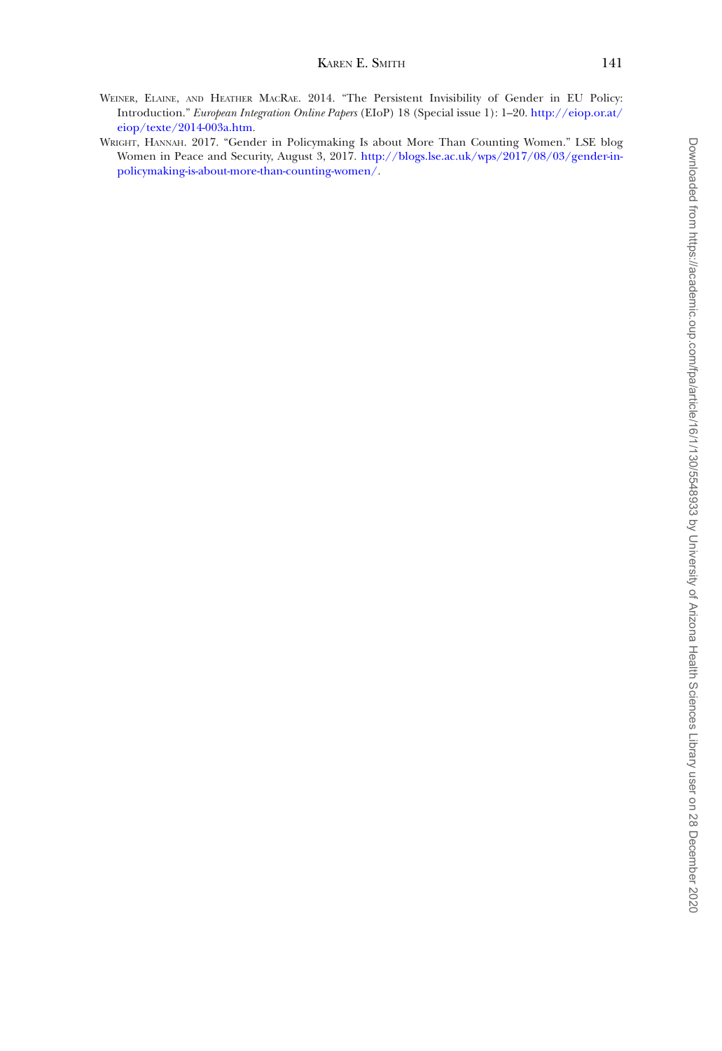Weiner, Elaine, and Heather MacRae. 2014. "The Persistent Invisibility of Gender in EU Policy: Introduction." *European Integration Online Papers* (EIoP) 18 (Special issue 1): 1–20. http://eiop.or.at/eiop/texte/2014-003a.htm.

Wright, Hannah. 2017. "Gender in Policymaking Is about More Than Counting Women." LSE blog Women in Peace and Security, August 3, 2017. http://blogs.lse.ac.uk/wps/2017/08/03/gender-in-policymaking-is-about-more-than-counting-women/.